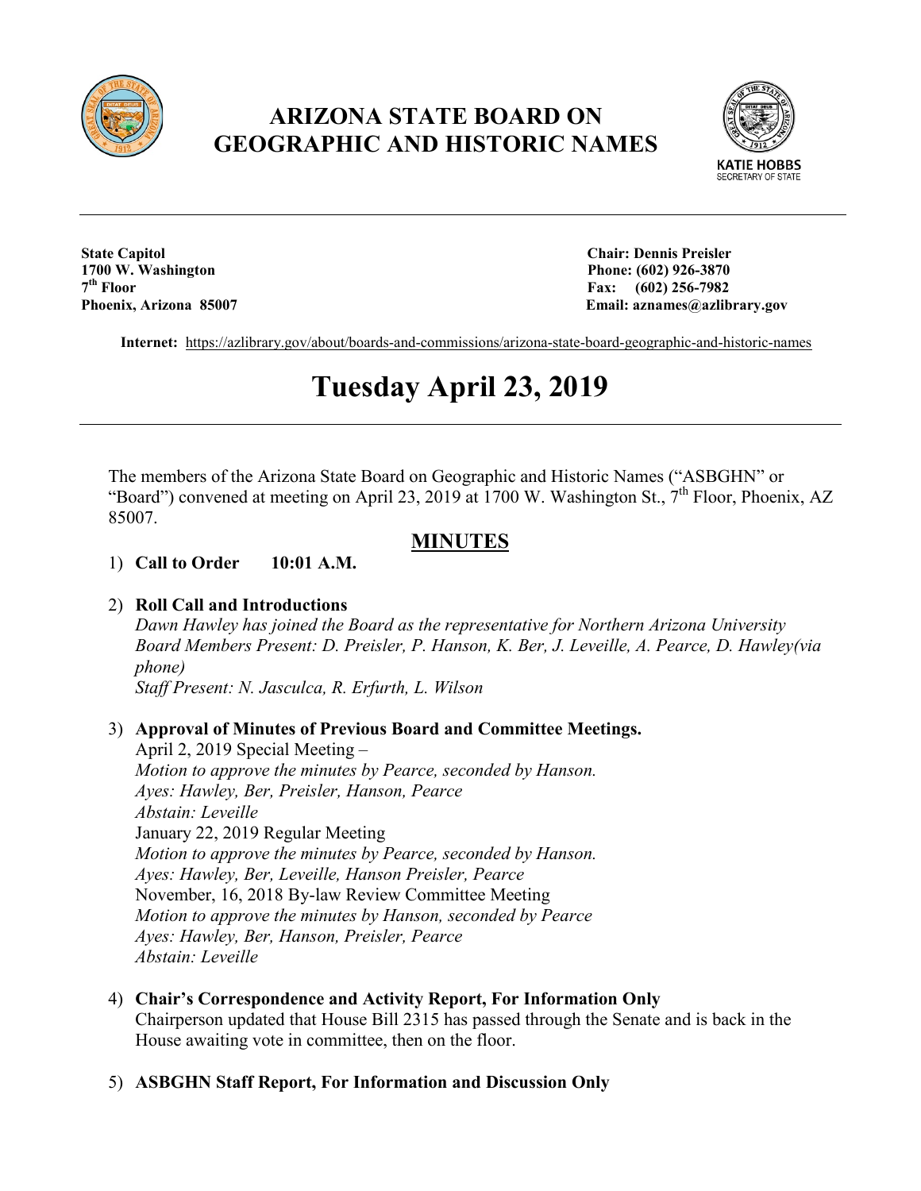# ARIZONA STATE BOARD ON GEOGRAPHIC AND HISTORIC NAMES

KATIE HOBBS
SECRETARY OF STATE

**State Capitol**
**1700 W. Washington**
**7th Floor**
**Phoenix, Arizona 85007**

**Chair: Dennis Preisler**
**Phone: (602) 926-3870**
**Fax: (602) 256-7982**
**Email: aznames@azlibrary.gov**

**Internet:** https://azlibrary.gov/about/boards-and-commissions/arizona-state-board-geographic-and-historic-names

# Tuesday April 23, 2019

The members of the Arizona State Board on Geographic and Historic Names ("ASBGHN" or "Board") convened at meeting on April 23, 2019 at 1700 W. Washington St., 7th Floor, Phoenix, AZ 85007.

## MINUTES

1) **Call to Order 10:01 A.M.**

2) **Roll Call and Introductions**
*Dawn Hawley has joined the Board as the representative for Northern Arizona University*
*Board Members Present: D. Preisler, P. Hanson, K. Ber, J. Leveille, A. Pearce, D. Hawley(via phone)*
*Staff Present: N. Jasculca, R. Erfurth, L. Wilson*

3) **Approval of Minutes of Previous Board and Committee Meetings.**
April 2, 2019 Special Meeting –
*Motion to approve the minutes by Pearce, seconded by Hanson.*
*Ayes: Hawley, Ber, Preisler, Hanson, Pearce*
*Abstain: Leveille*
January 22, 2019 Regular Meeting
*Motion to approve the minutes by Pearce, seconded by Hanson.*
*Ayes: Hawley, Ber, Leveille, Hanson Preisler, Pearce*
November, 16, 2018 By-law Review Committee Meeting
*Motion to approve the minutes by Hanson, seconded by Pearce*
*Ayes: Hawley, Ber, Hanson, Preisler, Pearce*
*Abstain: Leveille*

4) **Chair's Correspondence and Activity Report, For Information Only**
Chairperson updated that House Bill 2315 has passed through the Senate and is back in the House awaiting vote in committee, then on the floor.

5) **ASBGHN Staff Report, For Information and Discussion Only**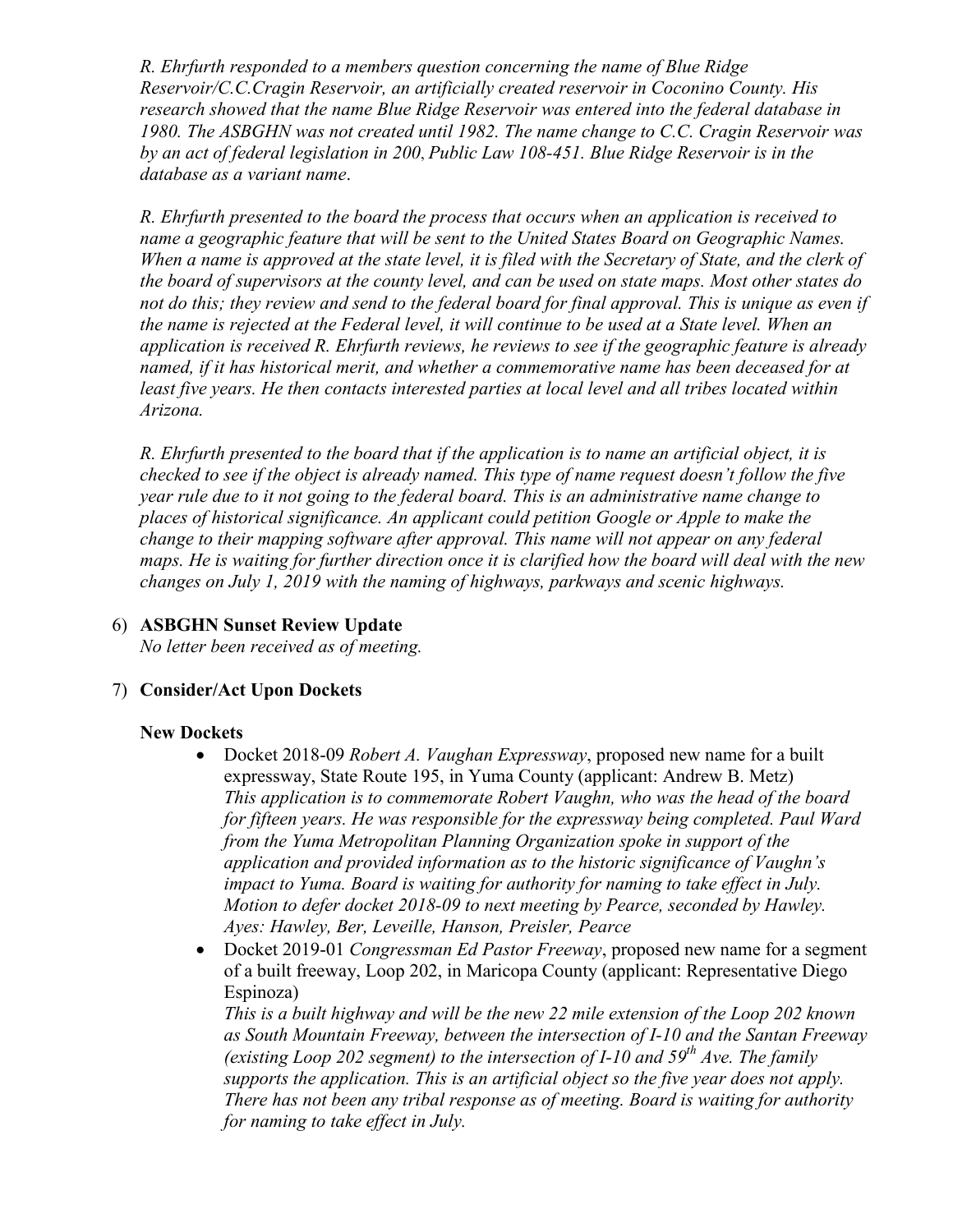*R. Ehrfurth responded to a members question concerning the name of Blue Ridge Reservoir/C.C.Cragin Reservoir, an artificially created reservoir in Coconino County. His research showed that the name Blue Ridge Reservoir was entered into the federal database in 1980. The ASBGHN was not created until 1982. The name change to C.C. Cragin Reservoir was by an act of federal legislation in 200, Public Law 108-451. Blue Ridge Reservoir is in the database as a variant name*.

*R. Ehrfurth presented to the board the process that occurs when an application is received to name a geographic feature that will be sent to the United States Board on Geographic Names. When a name is approved at the state level, it is filed with the Secretary of State, and the clerk of the board of supervisors at the county level, and can be used on state maps. Most other states do not do this; they review and send to the federal board for final approval. This is unique as even if the name is rejected at the Federal level, it will continue to be used at a State level. When an application is received R. Ehrfurth reviews, he reviews to see if the geographic feature is already named, if it has historical merit, and whether a commemorative name has been deceased for at least five years. He then contacts interested parties at local level and all tribes located within Arizona.*

*R. Ehrfurth presented to the board that if the application is to name an artificial object, it is checked to see if the object is already named. This type of name request doesn't follow the five year rule due to it not going to the federal board. This is an administrative name change to places of historical significance. An applicant could petition Google or Apple to make the change to their mapping software after approval. This name will not appear on any federal maps. He is waiting for further direction once it is clarified how the board will deal with the new changes on July 1, 2019 with the naming of highways, parkways and scenic highways.*

6) **ASBGHN Sunset Review Update**
   *No letter been received as of meeting.*

7) **Consider/Act Upon Dockets**

   **New Dockets**

   - Docket 2018-09 *Robert A. Vaughan Expressway*, proposed new name for a built expressway, State Route 195, in Yuma County (applicant: Andrew B. Metz)
     *This application is to commemorate Robert Vaughn, who was the head of the board for fifteen years. He was responsible for the expressway being completed. Paul Ward from the Yuma Metropolitan Planning Organization spoke in support of the application and provided information as to the historic significance of Vaughn's impact to Yuma. Board is waiting for authority for naming to take effect in July. Motion to defer docket 2018-09 to next meeting by Pearce, seconded by Hawley. Ayes: Hawley, Ber, Leveille, Hanson, Preisler, Pearce*
   - Docket 2019-01 *Congressman Ed Pastor Freeway*, proposed new name for a segment of a built freeway, Loop 202, in Maricopa County (applicant: Representative Diego Espinoza)
     *This is a built highway and will be the new 22 mile extension of the Loop 202 known as South Mountain Freeway, between the intersection of I-10 and the Santan Freeway (existing Loop 202 segment) to the intersection of I-10 and 59th Ave. The family supports the application. This is an artificial object so the five year does not apply. There has not been any tribal response as of meeting. Board is waiting for authority for naming to take effect in July.*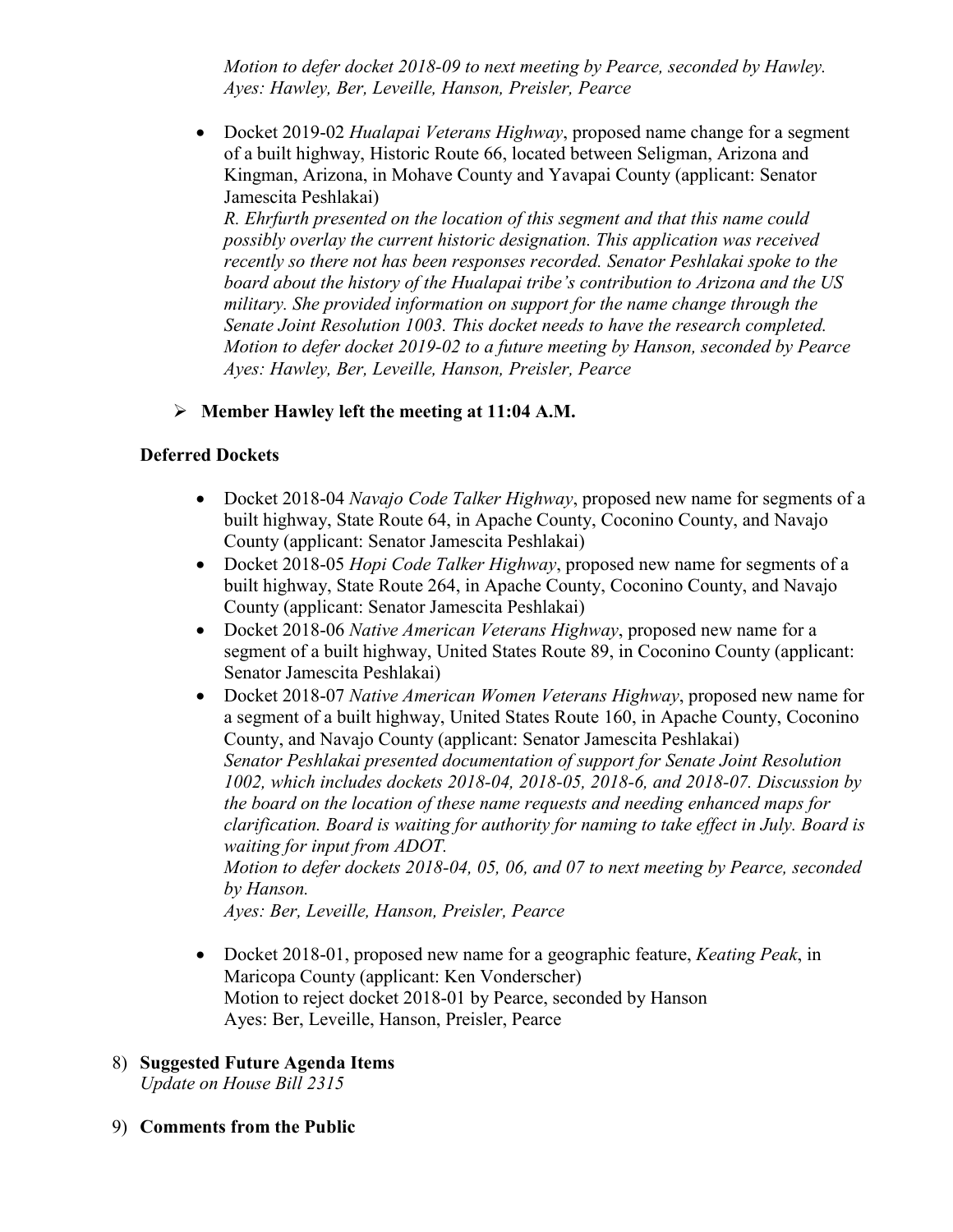*Motion to defer docket 2018-09 to next meeting by Pearce, seconded by Hawley.*
*Ayes: Hawley, Ber, Leveille, Hanson, Preisler, Pearce*

- Docket 2019-02 *Hualapai Veterans Highway*, proposed name change for a segment of a built highway, Historic Route 66, located between Seligman, Arizona and Kingman, Arizona, in Mohave County and Yavapai County (applicant: Senator Jamescita Peshlakai)
  *R. Ehrfurth presented on the location of this segment and that this name could possibly overlay the current historic designation. This application was received recently so there not has been responses recorded. Senator Peshlakai spoke to the board about the history of the Hualapai tribe's contribution to Arizona and the US military. She provided information on support for the name change through the Senate Joint Resolution 1003. This docket needs to have the research completed.*
  *Motion to defer docket 2019-02 to a future meeting by Hanson, seconded by Pearce*
  *Ayes: Hawley, Ber, Leveille, Hanson, Preisler, Pearce*

➢ **Member Hawley left the meeting at 11:04 A.M.**

**Deferred Dockets**

- Docket 2018-04 *Navajo Code Talker Highway*, proposed new name for segments of a built highway, State Route 64, in Apache County, Coconino County, and Navajo County (applicant: Senator Jamescita Peshlakai)
- Docket 2018-05 *Hopi Code Talker Highway*, proposed new name for segments of a built highway, State Route 264, in Apache County, Coconino County, and Navajo County (applicant: Senator Jamescita Peshlakai)
- Docket 2018-06 *Native American Veterans Highway*, proposed new name for a segment of a built highway, United States Route 89, in Coconino County (applicant: Senator Jamescita Peshlakai)
- Docket 2018-07 *Native American Women Veterans Highway*, proposed new name for a segment of a built highway, United States Route 160, in Apache County, Coconino County, and Navajo County (applicant: Senator Jamescita Peshlakai)
  *Senator Peshlakai presented documentation of support for Senate Joint Resolution 1002, which includes dockets 2018-04, 2018-05, 2018-6, and 2018-07. Discussion by the board on the location of these name requests and needing enhanced maps for clarification. Board is waiting for authority for naming to take effect in July. Board is waiting for input from ADOT.*
  *Motion to defer dockets 2018-04, 05, 06, and 07 to next meeting by Pearce, seconded by Hanson.*
  *Ayes: Ber, Leveille, Hanson, Preisler, Pearce*

- Docket 2018-01, proposed new name for a geographic feature, *Keating Peak*, in Maricopa County (applicant: Ken Vonderscher)
  Motion to reject docket 2018-01 by Pearce, seconded by Hanson
  Ayes: Ber, Leveille, Hanson, Preisler, Pearce

8) **Suggested Future Agenda Items**
   *Update on House Bill 2315*

9) **Comments from the Public**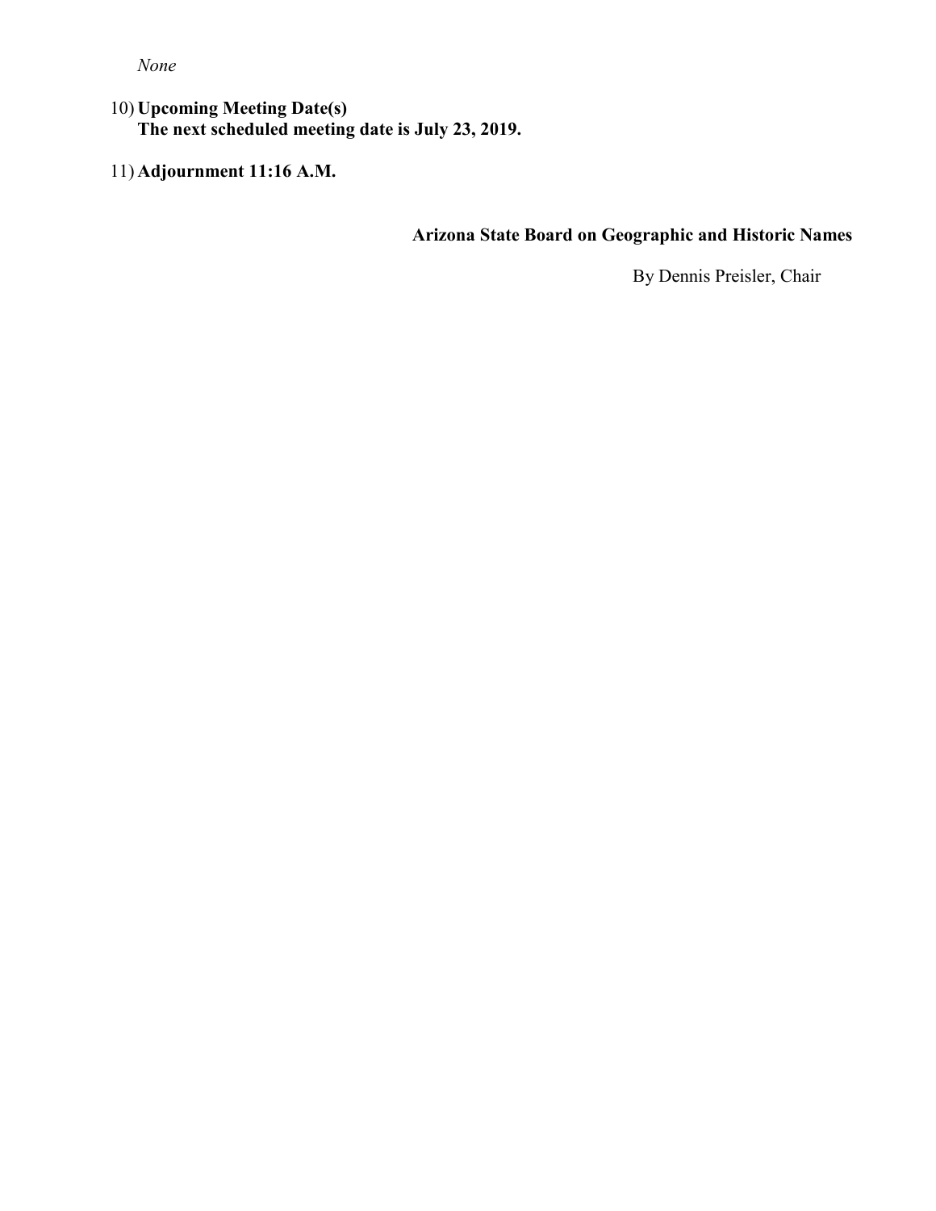*None*

10) **Upcoming Meeting Date(s)**
    **The next scheduled meeting date is July 23, 2019.**

11) **Adjournment 11:16 A.M.**

**Arizona State Board on Geographic and Historic Names**

By Dennis Preisler, Chair